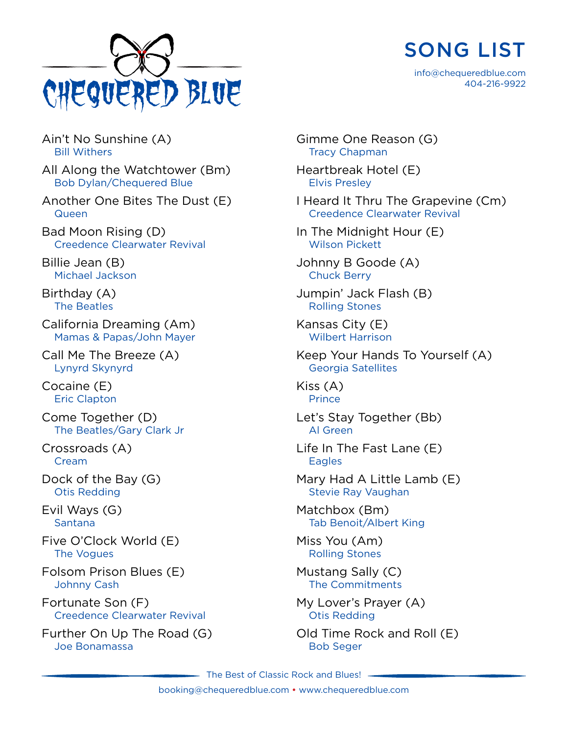# CHEQUERED BLUE

## SONG LIST

info@chequeredblue.com
404-216-9922

- Ain't No Sunshine (A)
  Bill Withers
- All Along the Watchtower (Bm)
  Bob Dylan/Chequered Blue
- Another One Bites The Dust (E)
  Queen
- Bad Moon Rising (D)
  Creedence Clearwater Revival
- Billie Jean (B)
  Michael Jackson
- Birthday (A)
  The Beatles
- California Dreaming (Am)
  Mamas & Papas/John Mayer
- Call Me The Breeze (A)
  Lynyrd Skynyrd
- Cocaine (E)
  Eric Clapton
- Come Together (D)
  The Beatles/Gary Clark Jr
- Crossroads (A)
  Cream
- Dock of the Bay (G)
  Otis Redding
- Evil Ways (G)
  Santana
- Five O'Clock World (E)
  The Vogues
- Folsom Prison Blues (E)
  Johnny Cash
- Fortunate Son (F)
  Creedence Clearwater Revival
- Further On Up The Road (G)
  Joe Bonamassa
- Gimme One Reason (G)
  Tracy Chapman
- Heartbreak Hotel (E)
  Elvis Presley
- I Heard It Thru The Grapevine (Cm)
  Creedence Clearwater Revival
- In The Midnight Hour (E)
  Wilson Pickett
- Johnny B Goode (A)
  Chuck Berry
- Jumpin' Jack Flash (B)
  Rolling Stones
- Kansas City (E)
  Wilbert Harrison
- Keep Your Hands To Yourself (A)
  Georgia Satellites
- Kiss (A)
  Prince
- Let's Stay Together (Bb)
  Al Green
- Life In The Fast Lane (E)
  Eagles
- Mary Had A Little Lamb (E)
  Stevie Ray Vaughan
- Matchbox (Bm)
  Tab Benoit/Albert King
- Miss You (Am)
  Rolling Stones
- Mustang Sally (C)
  The Commitments
- My Lover's Prayer (A)
  Otis Redding
- Old Time Rock and Roll (E)
  Bob Seger

The Best of Classic Rock and Blues!

booking@chequeredblue.com • www.chequeredblue.com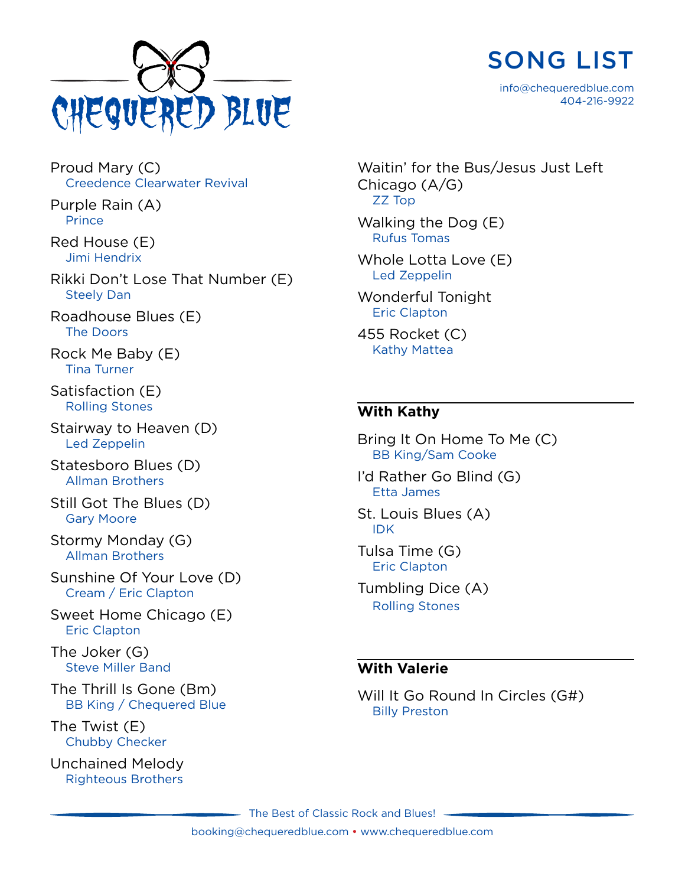# SONG LIST

info@chequeredblue.com
404-216-9922

Proud Mary (C)
Creedence Clearwater Revival

Purple Rain (A)
Prince

Red House (E)
Jimi Hendrix

Rikki Don't Lose That Number (E)
Steely Dan

Roadhouse Blues (E)
The Doors

Rock Me Baby (E)
Tina Turner

Satisfaction (E)
Rolling Stones

Stairway to Heaven (D)
Led Zeppelin

Statesboro Blues (D)
Allman Brothers

Still Got The Blues (D)
Gary Moore

Stormy Monday (G)
Allman Brothers

Sunshine Of Your Love (D)
Cream / Eric Clapton

Sweet Home Chicago (E)
Eric Clapton

The Joker (G)
Steve Miller Band

The Thrill Is Gone (Bm)
BB King / Chequered Blue

The Twist (E)
Chubby Checker

Unchained Melody
Righteous Brothers

Waitin' for the Bus/Jesus Just Left Chicago (A/G)
ZZ Top

Walking the Dog (E)
Rufus Tomas

Whole Lotta Love (E)
Led Zeppelin

Wonderful Tonight
Eric Clapton

455 Rocket (C)
Kathy Mattea

## With Kathy

Bring It On Home To Me (C)
BB King/Sam Cooke

I'd Rather Go Blind (G)
Etta James

St. Louis Blues (A)
IDK

Tulsa Time (G)
Eric Clapton

Tumbling Dice (A)
Rolling Stones

## With Valerie

Will It Go Round In Circles (G#)
Billy Preston

The Best of Classic Rock and Blues!

booking@chequeredblue.com • www.chequeredblue.com